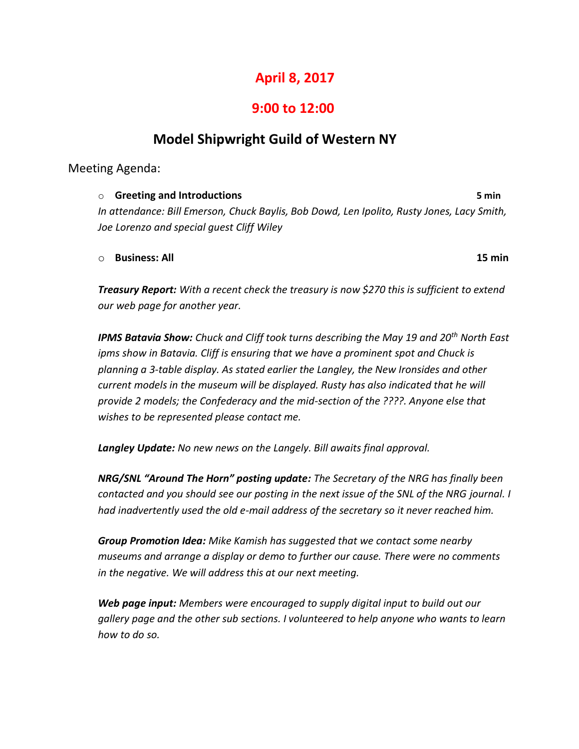# April 8, 2017

# 9:00 to 12:00

## Model Shipwright Guild of Western NY

Meeting Agenda:

- **Greeting and Introductions** **5 min**

*In attendance: Bill Emerson, Chuck Baylis, Bob Dowd, Len Ipolito, Rusty Jones, Lacy Smith, Joe Lorenzo and special guest Cliff Wiley*

- **Business: All** **15 min**

***Treasury Report:*** *With a recent check the treasury is now $270 this is sufficient to extend our web page for another year.*

***IPMS Batavia Show:*** *Chuck and Cliff took turns describing the May 19 and 20th North East ipms show in Batavia. Cliff is ensuring that we have a prominent spot and Chuck is planning a 3-table display. As stated earlier the Langley, the New Ironsides and other current models in the museum will be displayed. Rusty has also indicated that he will provide 2 models; the Confederacy and the mid-section of the ????. Anyone else that wishes to be represented please contact me.*

***Langley Update:*** *No new news on the Langely. Bill awaits final approval.*

***NRG/SNL "Around The Horn" posting update:*** *The Secretary of the NRG has finally been contacted and you should see our posting in the next issue of the SNL of the NRG journal. I had inadvertently used the old e-mail address of the secretary so it never reached him.*

***Group Promotion Idea:*** *Mike Kamish has suggested that we contact some nearby museums and arrange a display or demo to further our cause. There were no comments in the negative. We will address this at our next meeting.*

***Web page input:*** *Members were encouraged to supply digital input to build out our gallery page and the other sub sections. I volunteered to help anyone who wants to learn how to do so.*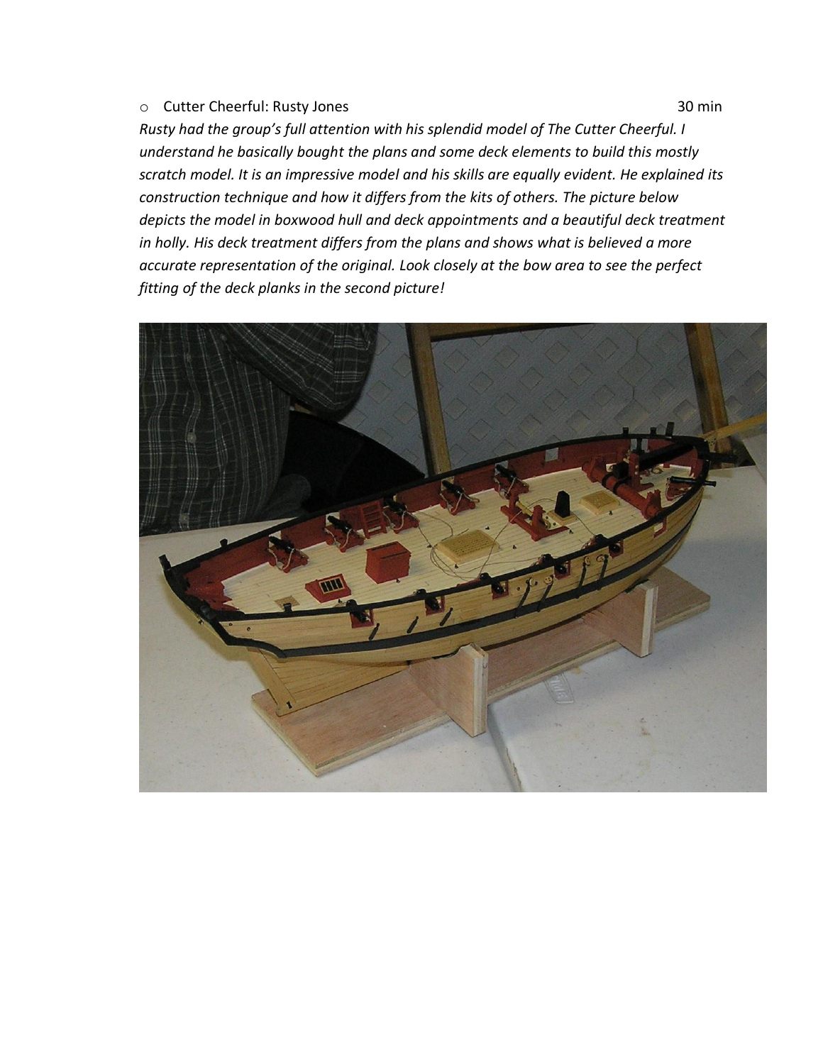- Cutter Cheerful: Rusty Jones 30 min

*Rusty had the group's full attention with his splendid model of The Cutter Cheerful. I understand he basically bought the plans and some deck elements to build this mostly scratch model. It is an impressive model and his skills are equally evident. He explained its construction technique and how it differs from the kits of others. The picture below depicts the model in boxwood hull and deck appointments and a beautiful deck treatment in holly. His deck treatment differs from the plans and shows what is believed a more accurate representation of the original. Look closely at the bow area to see the perfect fitting of the deck planks in the second picture!*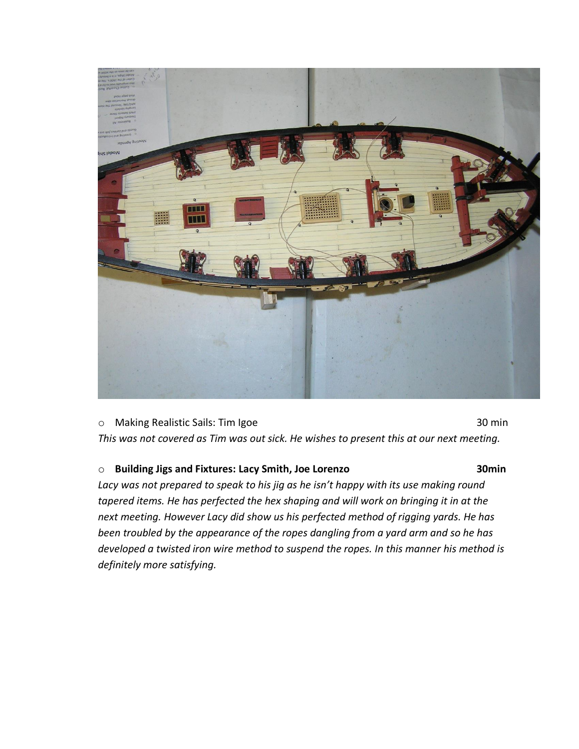- Making Realistic Sails: Tim Igoe 30 min

*This was not covered as Tim was out sick. He wishes to present this at our next meeting.*

- **Building Jigs and Fixtures: Lacy Smith, Joe Lorenzo 30min**

*Lacy was not prepared to speak to his jig as he isn't happy with its use making round tapered items. He has perfected the hex shaping and will work on bringing it in at the next meeting. However Lacy did show us his perfected method of rigging yards. He has been troubled by the appearance of the ropes dangling from a yard arm and so he has developed a twisted iron wire method to suspend the ropes. In this manner his method is definitely more satisfying.*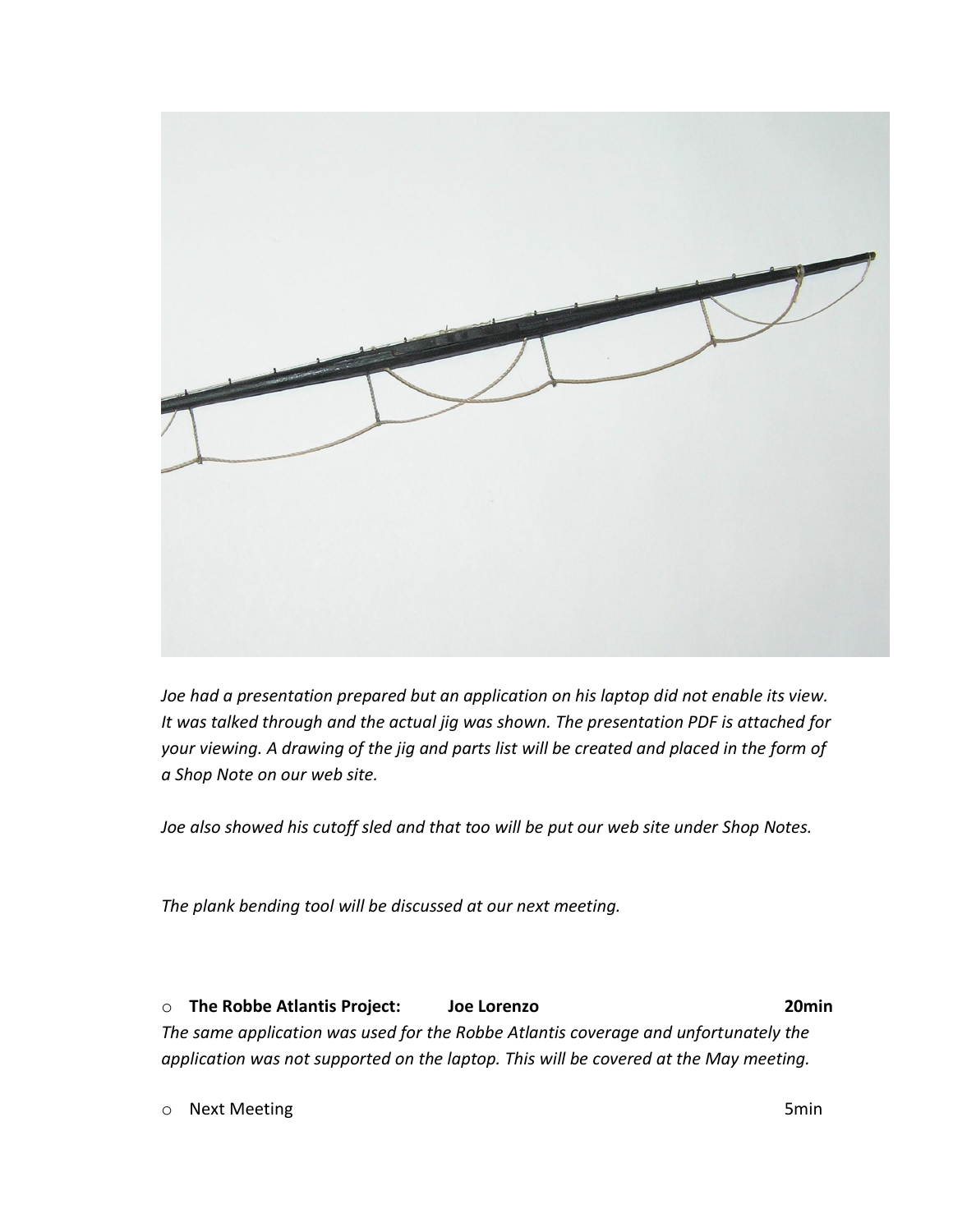*Joe had a presentation prepared but an application on his laptop did not enable its view. It was talked through and the actual jig was shown. The presentation PDF is attached for your viewing. A drawing of the jig and parts list will be created and placed in the form of a Shop Note on our web site.*

*Joe also showed his cutoff sled and that too will be put our web site under Shop Notes.*

*The plank bending tool will be discussed at our next meeting.*

- **The Robbe Atlantis Project: Joe Lorenzo 20min**

  *The same application was used for the Robbe Atlantis coverage and unfortunately the application was not supported on the laptop. This will be covered at the May meeting.*

- Next Meeting 5min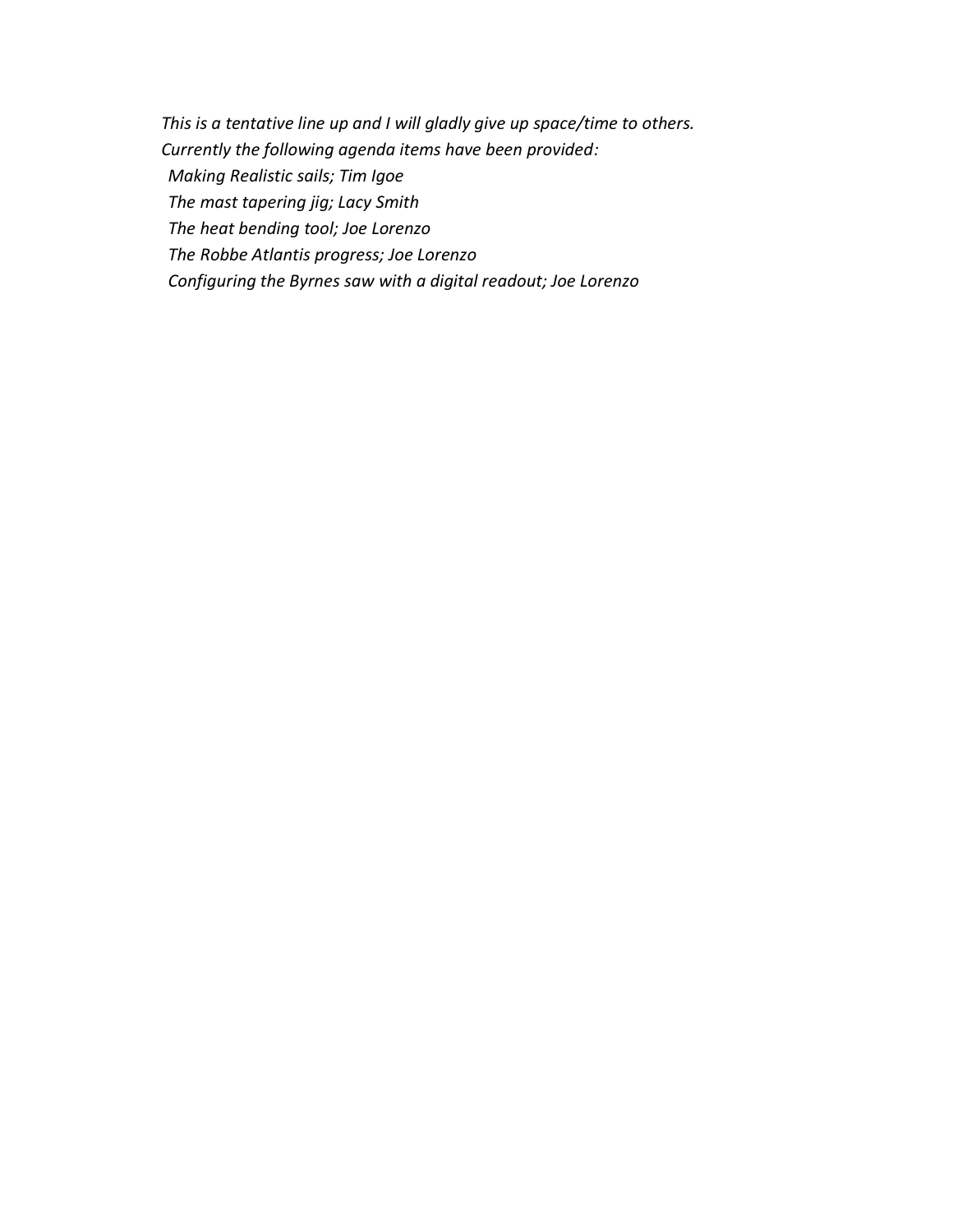*This is a tentative line up and I will gladly give up space/time to others.*

*Currently the following agenda items have been provided:*

*Making Realistic sails; Tim Igoe*

*The mast tapering jig; Lacy Smith*

*The heat bending tool; Joe Lorenzo*

*The Robbe Atlantis progress; Joe Lorenzo*

*Configuring the Byrnes saw with a digital readout; Joe Lorenzo*